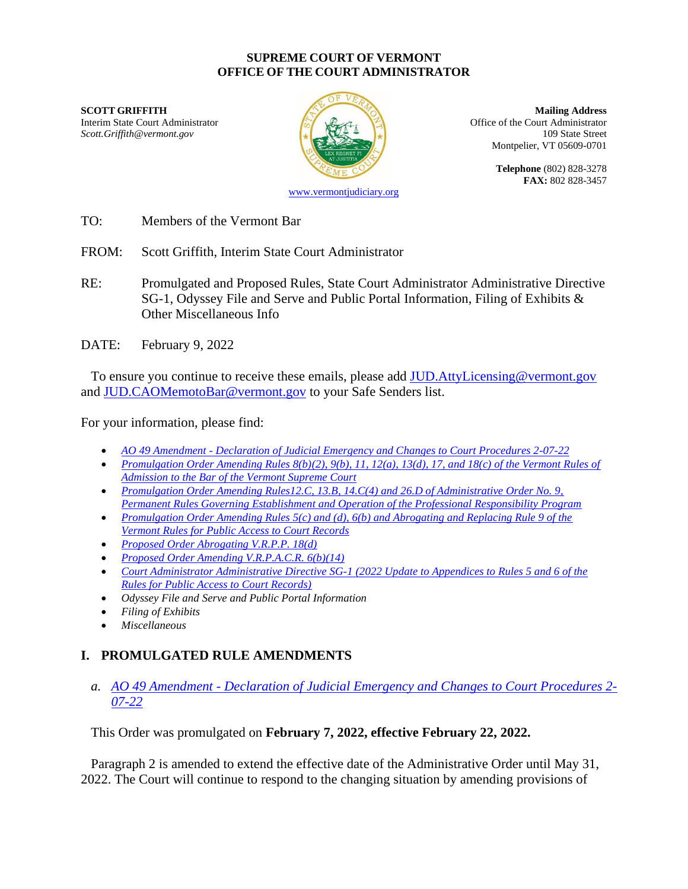**SUPREME COURT OF VERMONT**
**OFFICE OF THE COURT ADMINISTRATOR**

**SCOTT GRIFFITH**
Interim State Court Administrator
*Scott.Griffith@vermont.gov*

**Mailing Address**
Office of the Court Administrator
109 State Street
Montpelier, VT 05609-0701

**Telephone** (802) 828-3278
**FAX:** 802 828-3457

www.vermontjudiciary.org

TO: Members of the Vermont Bar

FROM: Scott Griffith, Interim State Court Administrator

RE: Promulgated and Proposed Rules, State Court Administrator Administrative Directive SG-1, Odyssey File and Serve and Public Portal Information, Filing of Exhibits & Other Miscellaneous Info

DATE: February 9, 2022

To ensure you continue to receive these emails, please add JUD.AttyLicensing@vermont.gov and JUD.CAOMemotoBar@vermont.gov to your Safe Senders list.

For your information, please find:

- *AO 49 Amendment - Declaration of Judicial Emergency and Changes to Court Procedures 2-07-22*
- *Promulgation Order Amending Rules 8(b)(2), 9(b), 11, 12(a), 13(d), 17, and 18(c) of the Vermont Rules of Admission to the Bar of the Vermont Supreme Court*
- *Promulgation Order Amending Rules12.C, 13.B, 14.C(4) and 26.D of Administrative Order No. 9, Permanent Rules Governing Establishment and Operation of the Professional Responsibility Program*
- *Promulgation Order Amending Rules 5(c) and (d), 6(b) and Abrogating and Replacing Rule 9 of the Vermont Rules for Public Access to Court Records*
- *Proposed Order Abrogating V.R.P.P. 18(d)*
- *Proposed Order Amending V.R.P.A.C.R. 6(b)(14)*
- *Court Administrator Administrative Directive SG-1 (2022 Update to Appendices to Rules 5 and 6 of the Rules for Public Access to Court Records)*
- *Odyssey File and Serve and Public Portal Information*
- *Filing of Exhibits*
- *Miscellaneous*

## I. PROMULGATED RULE AMENDMENTS

### *a. AO 49 Amendment - Declaration of Judicial Emergency and Changes to Court Procedures 2-07-22*

This Order was promulgated on **February 7, 2022, effective February 22, 2022.**

Paragraph 2 is amended to extend the effective date of the Administrative Order until May 31, 2022. The Court will continue to respond to the changing situation by amending provisions of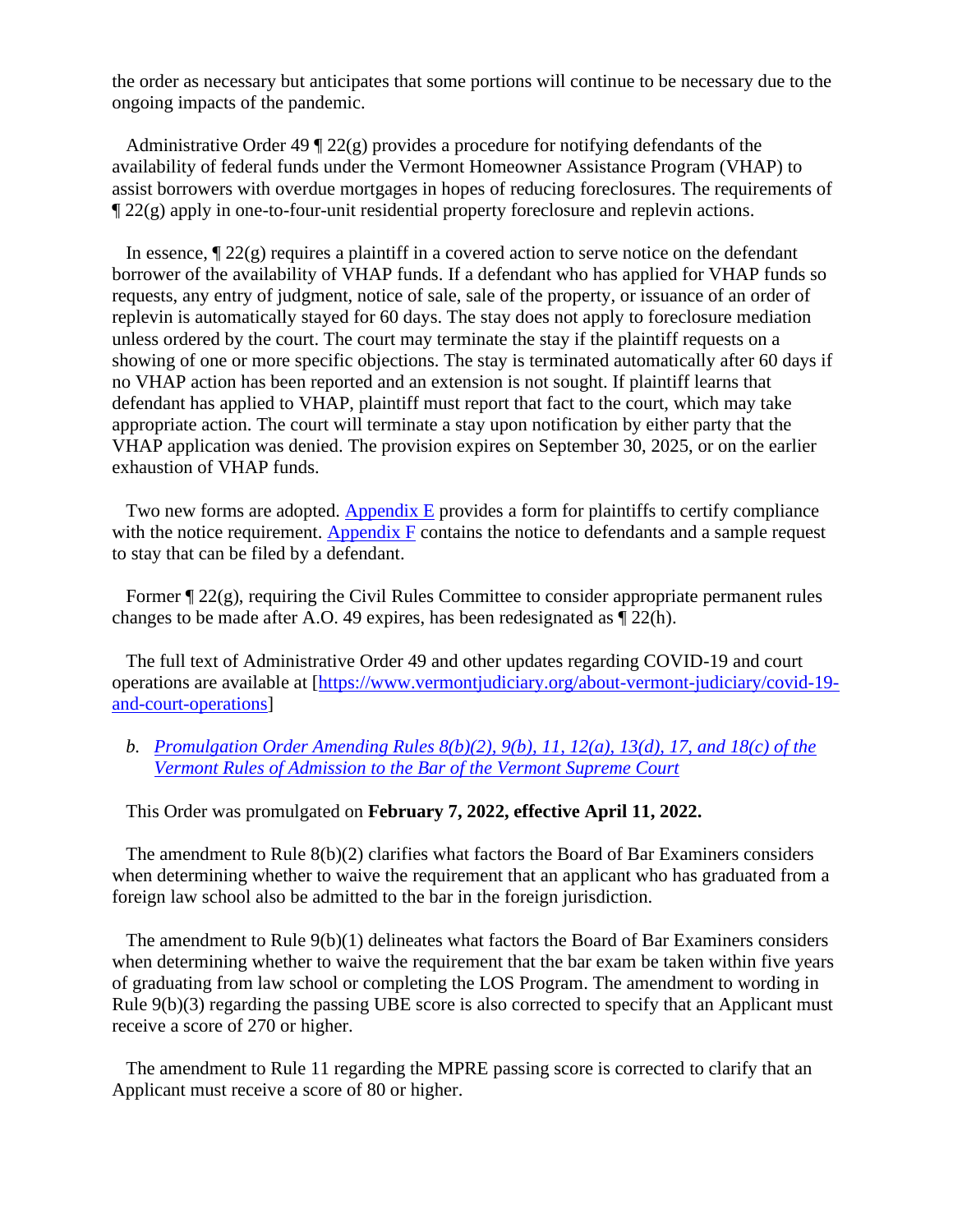the order as necessary but anticipates that some portions will continue to be necessary due to the ongoing impacts of the pandemic.

Administrative Order 49 ¶ 22(g) provides a procedure for notifying defendants of the availability of federal funds under the Vermont Homeowner Assistance Program (VHAP) to assist borrowers with overdue mortgages in hopes of reducing foreclosures. The requirements of ¶ 22(g) apply in one-to-four-unit residential property foreclosure and replevin actions.

In essence, ¶ 22(g) requires a plaintiff in a covered action to serve notice on the defendant borrower of the availability of VHAP funds. If a defendant who has applied for VHAP funds so requests, any entry of judgment, notice of sale, sale of the property, or issuance of an order of replevin is automatically stayed for 60 days. The stay does not apply to foreclosure mediation unless ordered by the court. The court may terminate the stay if the plaintiff requests on a showing of one or more specific objections. The stay is terminated automatically after 60 days if no VHAP action has been reported and an extension is not sought. If plaintiff learns that defendant has applied to VHAP, plaintiff must report that fact to the court, which may take appropriate action. The court will terminate a stay upon notification by either party that the VHAP application was denied. The provision expires on September 30, 2025, or on the earlier exhaustion of VHAP funds.

Two new forms are adopted. Appendix E provides a form for plaintiffs to certify compliance with the notice requirement. Appendix F contains the notice to defendants and a sample request to stay that can be filed by a defendant.

Former ¶ 22(g), requiring the Civil Rules Committee to consider appropriate permanent rules changes to be made after A.O. 49 expires, has been redesignated as ¶ 22(h).

The full text of Administrative Order 49 and other updates regarding COVID-19 and court operations are available at [https://www.vermontjudiciary.org/about-vermont-judiciary/covid-19-and-court-operations]

b. *Promulgation Order Amending Rules 8(b)(2), 9(b), 11, 12(a), 13(d), 17, and 18(c) of the Vermont Rules of Admission to the Bar of the Vermont Supreme Court*

This Order was promulgated on **February 7, 2022, effective April 11, 2022.**

The amendment to Rule 8(b)(2) clarifies what factors the Board of Bar Examiners considers when determining whether to waive the requirement that an applicant who has graduated from a foreign law school also be admitted to the bar in the foreign jurisdiction.

The amendment to Rule 9(b)(1) delineates what factors the Board of Bar Examiners considers when determining whether to waive the requirement that the bar exam be taken within five years of graduating from law school or completing the LOS Program. The amendment to wording in Rule 9(b)(3) regarding the passing UBE score is also corrected to specify that an Applicant must receive a score of 270 or higher.

The amendment to Rule 11 regarding the MPRE passing score is corrected to clarify that an Applicant must receive a score of 80 or higher.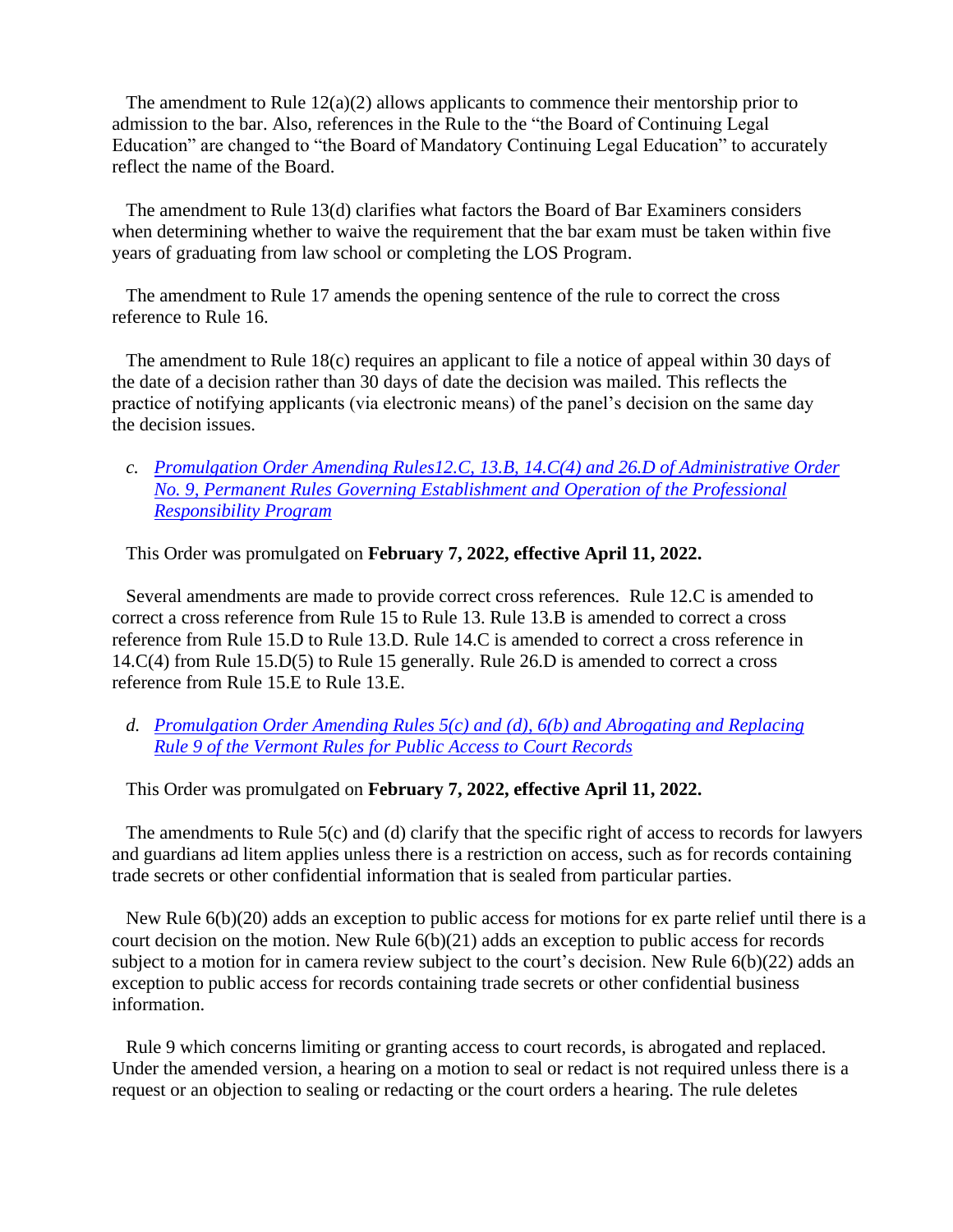The amendment to Rule 12(a)(2) allows applicants to commence their mentorship prior to admission to the bar. Also, references in the Rule to the "the Board of Continuing Legal Education" are changed to "the Board of Mandatory Continuing Legal Education" to accurately reflect the name of the Board.

The amendment to Rule 13(d) clarifies what factors the Board of Bar Examiners considers when determining whether to waive the requirement that the bar exam must be taken within five years of graduating from law school or completing the LOS Program.

The amendment to Rule 17 amends the opening sentence of the rule to correct the cross reference to Rule 16.

The amendment to Rule 18(c) requires an applicant to file a notice of appeal within 30 days of the date of a decision rather than 30 days of date the decision was mailed. This reflects the practice of notifying applicants (via electronic means) of the panel's decision on the same day the decision issues.

c. *Promulgation Order Amending Rules12.C, 13.B, 14.C(4) and 26.D of Administrative Order No. 9, Permanent Rules Governing Establishment and Operation of the Professional Responsibility Program*

This Order was promulgated on **February 7, 2022, effective April 11, 2022.**

Several amendments are made to provide correct cross references. Rule 12.C is amended to correct a cross reference from Rule 15 to Rule 13. Rule 13.B is amended to correct a cross reference from Rule 15.D to Rule 13.D. Rule 14.C is amended to correct a cross reference in 14.C(4) from Rule 15.D(5) to Rule 15 generally. Rule 26.D is amended to correct a cross reference from Rule 15.E to Rule 13.E.

d. *Promulgation Order Amending Rules 5(c) and (d), 6(b) and Abrogating and Replacing Rule 9 of the Vermont Rules for Public Access to Court Records*

This Order was promulgated on **February 7, 2022, effective April 11, 2022.**

The amendments to Rule 5(c) and (d) clarify that the specific right of access to records for lawyers and guardians ad litem applies unless there is a restriction on access, such as for records containing trade secrets or other confidential information that is sealed from particular parties.

New Rule 6(b)(20) adds an exception to public access for motions for ex parte relief until there is a court decision on the motion. New Rule 6(b)(21) adds an exception to public access for records subject to a motion for in camera review subject to the court's decision. New Rule 6(b)(22) adds an exception to public access for records containing trade secrets or other confidential business information.

Rule 9 which concerns limiting or granting access to court records, is abrogated and replaced. Under the amended version, a hearing on a motion to seal or redact is not required unless there is a request or an objection to sealing or redacting or the court orders a hearing. The rule deletes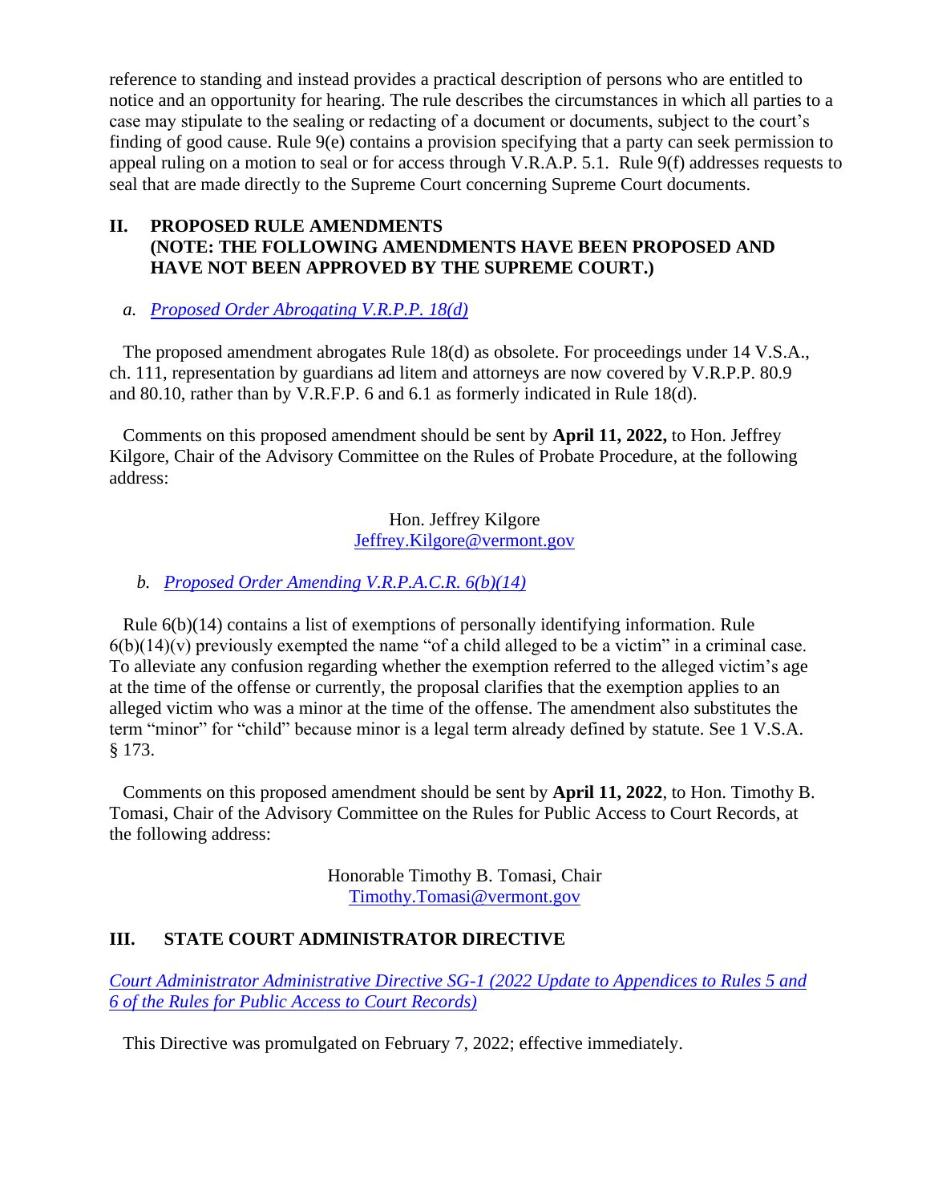reference to standing and instead provides a practical description of persons who are entitled to notice and an opportunity for hearing. The rule describes the circumstances in which all parties to a case may stipulate to the sealing or redacting of a document or documents, subject to the court's finding of good cause. Rule 9(e) contains a provision specifying that a party can seek permission to appeal ruling on a motion to seal or for access through V.R.A.P. 5.1. Rule 9(f) addresses requests to seal that are made directly to the Supreme Court concerning Supreme Court documents.

## II. PROPOSED RULE AMENDMENTS (NOTE: THE FOLLOWING AMENDMENTS HAVE BEEN PROPOSED AND HAVE NOT BEEN APPROVED BY THE SUPREME COURT.)

*a. Proposed Order Abrogating V.R.P.P. 18(d)*

The proposed amendment abrogates Rule 18(d) as obsolete. For proceedings under 14 V.S.A., ch. 111, representation by guardians ad litem and attorneys are now covered by V.R.P.P. 80.9 and 80.10, rather than by V.R.F.P. 6 and 6.1 as formerly indicated in Rule 18(d).

Comments on this proposed amendment should be sent by **April 11, 2022,** to Hon. Jeffrey Kilgore, Chair of the Advisory Committee on the Rules of Probate Procedure, at the following address:

Hon. Jeffrey Kilgore
Jeffrey.Kilgore@vermont.gov

*b. Proposed Order Amending V.R.P.A.C.R. 6(b)(14)*

Rule 6(b)(14) contains a list of exemptions of personally identifying information. Rule 6(b)(14)(v) previously exempted the name "of a child alleged to be a victim" in a criminal case. To alleviate any confusion regarding whether the exemption referred to the alleged victim's age at the time of the offense or currently, the proposal clarifies that the exemption applies to an alleged victim who was a minor at the time of the offense. The amendment also substitutes the term "minor" for "child" because minor is a legal term already defined by statute. See 1 V.S.A. § 173.

Comments on this proposed amendment should be sent by **April 11, 2022**, to Hon. Timothy B. Tomasi, Chair of the Advisory Committee on the Rules for Public Access to Court Records, at the following address:

Honorable Timothy B. Tomasi, Chair
Timothy.Tomasi@vermont.gov

## III. STATE COURT ADMINISTRATOR DIRECTIVE

*Court Administrator Administrative Directive SG-1 (2022 Update to Appendices to Rules 5 and 6 of the Rules for Public Access to Court Records)*

This Directive was promulgated on February 7, 2022; effective immediately.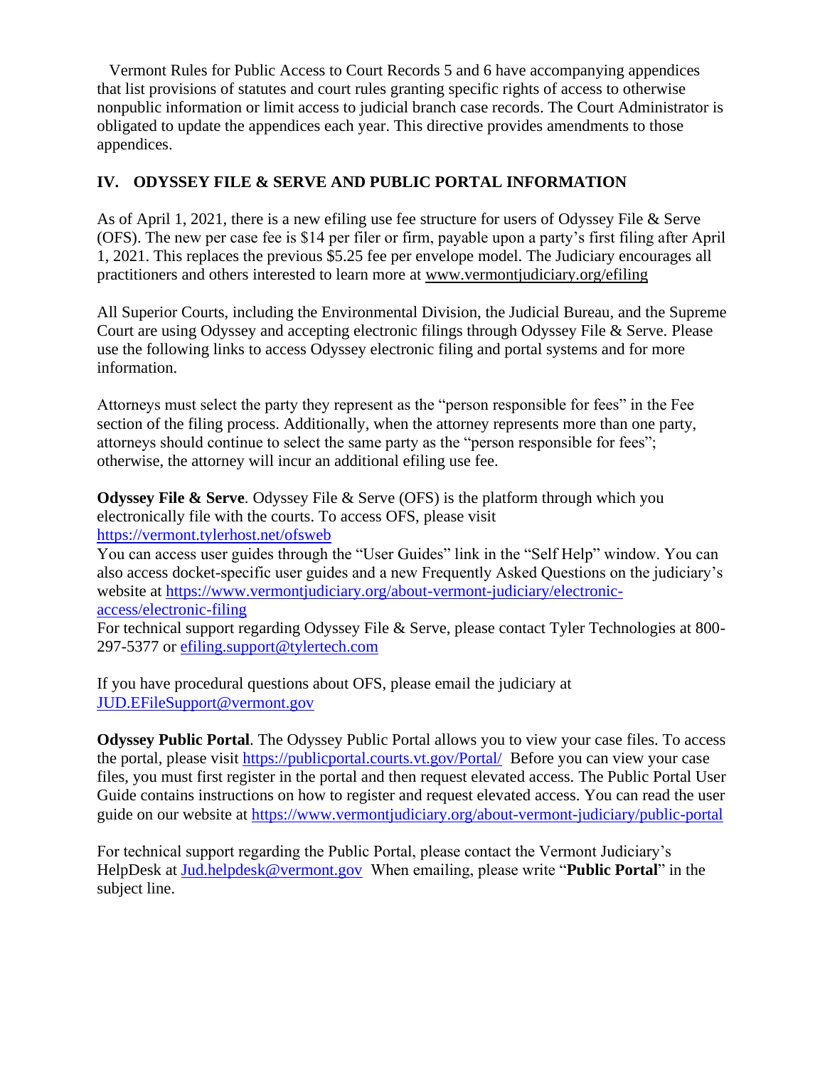Vermont Rules for Public Access to Court Records 5 and 6 have accompanying appendices that list provisions of statutes and court rules granting specific rights of access to otherwise nonpublic information or limit access to judicial branch case records. The Court Administrator is obligated to update the appendices each year. This directive provides amendments to those appendices.

## IV. ODYSSEY FILE & SERVE AND PUBLIC PORTAL INFORMATION

As of April 1, 2021, there is a new efiling use fee structure for users of Odyssey File & Serve (OFS). The new per case fee is $14 per filer or firm, payable upon a party's first filing after April 1, 2021. This replaces the previous $5.25 fee per envelope model. The Judiciary encourages all practitioners and others interested to learn more at www.vermontjudiciary.org/efiling

All Superior Courts, including the Environmental Division, the Judicial Bureau, and the Supreme Court are using Odyssey and accepting electronic filings through Odyssey File & Serve. Please use the following links to access Odyssey electronic filing and portal systems and for more information.

Attorneys must select the party they represent as the "person responsible for fees" in the Fee section of the filing process. Additionally, when the attorney represents more than one party, attorneys should continue to select the same party as the "person responsible for fees"; otherwise, the attorney will incur an additional efiling use fee.

**Odyssey File & Serve**. Odyssey File & Serve (OFS) is the platform through which you electronically file with the courts. To access OFS, please visit https://vermont.tylerhost.net/ofsweb
You can access user guides through the "User Guides" link in the "Self Help" window. You can also access docket-specific user guides and a new Frequently Asked Questions on the judiciary's website at https://www.vermontjudiciary.org/about-vermont-judiciary/electronic-access/electronic-filing
For technical support regarding Odyssey File & Serve, please contact Tyler Technologies at 800-297-5377 or efiling.support@tylertech.com

If you have procedural questions about OFS, please email the judiciary at JUD.EFileSupport@vermont.gov

**Odyssey Public Portal**. The Odyssey Public Portal allows you to view your case files. To access the portal, please visit https://publicportal.courts.vt.gov/Portal/ Before you can view your case files, you must first register in the portal and then request elevated access. The Public Portal User Guide contains instructions on how to register and request elevated access. You can read the user guide on our website at https://www.vermontjudiciary.org/about-vermont-judiciary/public-portal

For technical support regarding the Public Portal, please contact the Vermont Judiciary's HelpDesk at Jud.helpdesk@vermont.gov When emailing, please write "**Public Portal**" in the subject line.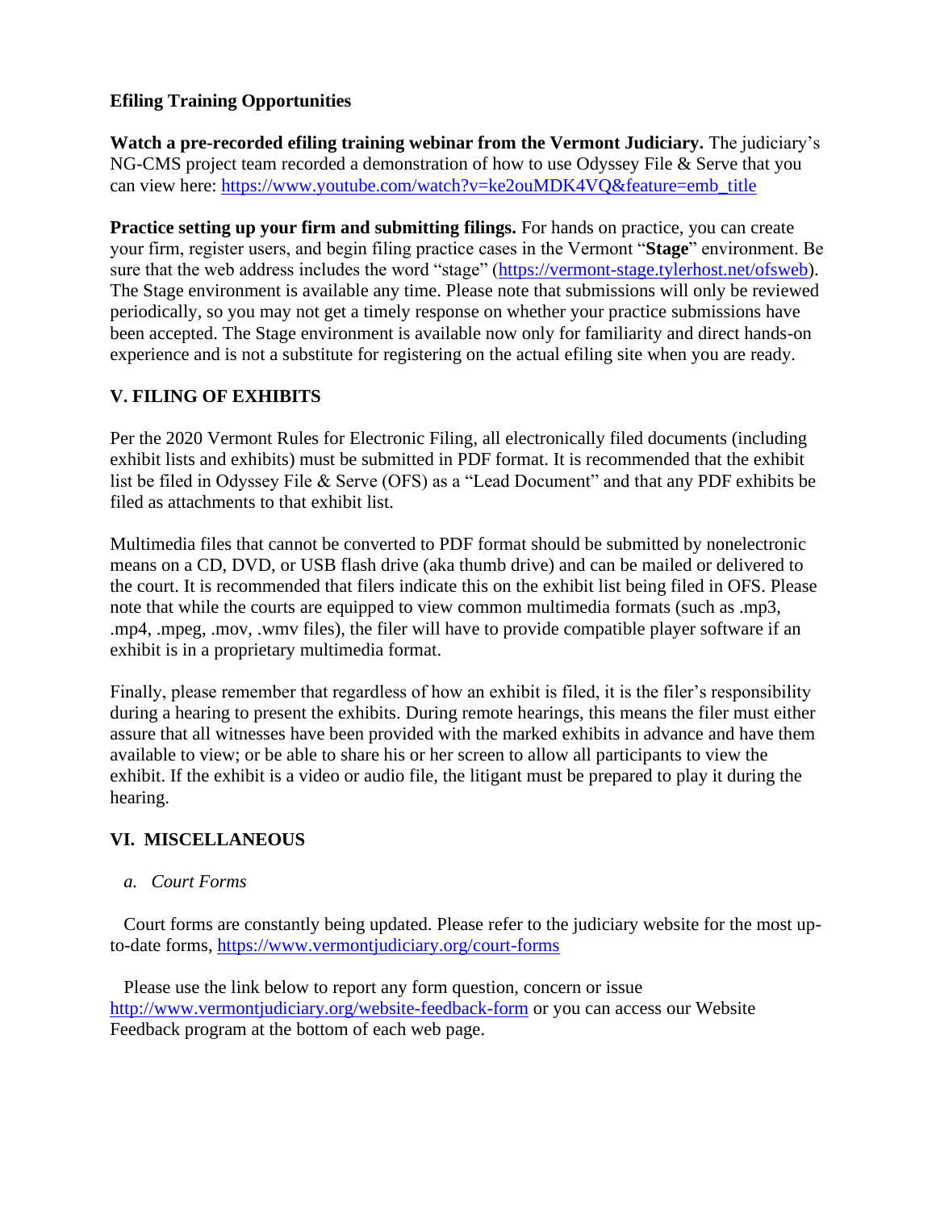**Efiling Training Opportunities**

**Watch a pre-recorded efiling training webinar from the Vermont Judiciary.** The judiciary's NG-CMS project team recorded a demonstration of how to use Odyssey File & Serve that you can view here: https://www.youtube.com/watch?v=ke2ouMDK4VQ&feature=emb_title

**Practice setting up your firm and submitting filings.** For hands on practice, you can create your firm, register users, and begin filing practice cases in the Vermont "**Stage**" environment. Be sure that the web address includes the word "stage" (https://vermont-stage.tylerhost.net/ofsweb). The Stage environment is available any time. Please note that submissions will only be reviewed periodically, so you may not get a timely response on whether your practice submissions have been accepted. The Stage environment is available now only for familiarity and direct hands-on experience and is not a substitute for registering on the actual efiling site when you are ready.

## V. FILING OF EXHIBITS

Per the 2020 Vermont Rules for Electronic Filing, all electronically filed documents (including exhibit lists and exhibits) must be submitted in PDF format. It is recommended that the exhibit list be filed in Odyssey File & Serve (OFS) as a "Lead Document" and that any PDF exhibits be filed as attachments to that exhibit list.

Multimedia files that cannot be converted to PDF format should be submitted by nonelectronic means on a CD, DVD, or USB flash drive (aka thumb drive) and can be mailed or delivered to the court. It is recommended that filers indicate this on the exhibit list being filed in OFS. Please note that while the courts are equipped to view common multimedia formats (such as .mp3, .mp4, .mpeg, .mov, .wmv files), the filer will have to provide compatible player software if an exhibit is in a proprietary multimedia format.

Finally, please remember that regardless of how an exhibit is filed, it is the filer's responsibility during a hearing to present the exhibits. During remote hearings, this means the filer must either assure that all witnesses have been provided with the marked exhibits in advance and have them available to view; or be able to share his or her screen to allow all participants to view the exhibit. If the exhibit is a video or audio file, the litigant must be prepared to play it during the hearing.

## VI. MISCELLANEOUS

*a. Court Forms*

Court forms are constantly being updated. Please refer to the judiciary website for the most up-to-date forms, https://www.vermontjudiciary.org/court-forms

Please use the link below to report any form question, concern or issue http://www.vermontjudiciary.org/website-feedback-form or you can access our Website Feedback program at the bottom of each web page.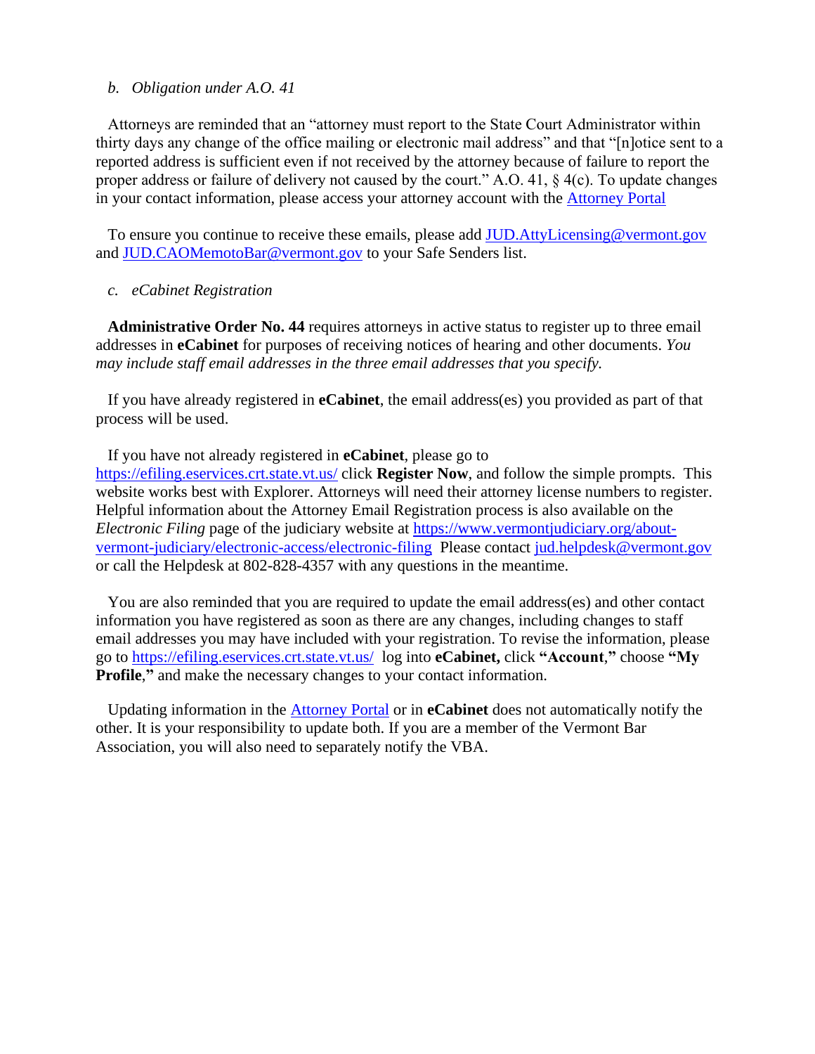*b. Obligation under A.O. 41*

Attorneys are reminded that an "attorney must report to the State Court Administrator within thirty days any change of the office mailing or electronic mail address" and that "[n]otice sent to a reported address is sufficient even if not received by the attorney because of failure to report the proper address or failure of delivery not caused by the court." A.O. 41, § 4(c). To update changes in your contact information, please access your attorney account with the Attorney Portal

To ensure you continue to receive these emails, please add JUD.AttyLicensing@vermont.gov and JUD.CAOMemotoBar@vermont.gov to your Safe Senders list.

*c. eCabinet Registration*

**Administrative Order No. 44** requires attorneys in active status to register up to three email addresses in **eCabinet** for purposes of receiving notices of hearing and other documents. *You may include staff email addresses in the three email addresses that you specify.*

If you have already registered in **eCabinet**, the email address(es) you provided as part of that process will be used.

If you have not already registered in **eCabinet**, please go to https://efiling.eservices.crt.state.vt.us/ click **Register Now**, and follow the simple prompts. This website works best with Explorer. Attorneys will need their attorney license numbers to register. Helpful information about the Attorney Email Registration process is also available on the *Electronic Filing* page of the judiciary website at https://www.vermontjudiciary.org/about-vermont-judiciary/electronic-access/electronic-filing Please contact jud.helpdesk@vermont.gov or call the Helpdesk at 802-828-4357 with any questions in the meantime.

You are also reminded that you are required to update the email address(es) and other contact information you have registered as soon as there are any changes, including changes to staff email addresses you may have included with your registration. To revise the information, please go to https://efiling.eservices.crt.state.vt.us/ log into **eCabinet,** click **"Account,"** choose **"My Profile,"** and make the necessary changes to your contact information.

Updating information in the Attorney Portal or in **eCabinet** does not automatically notify the other. It is your responsibility to update both. If you are a member of the Vermont Bar Association, you will also need to separately notify the VBA.